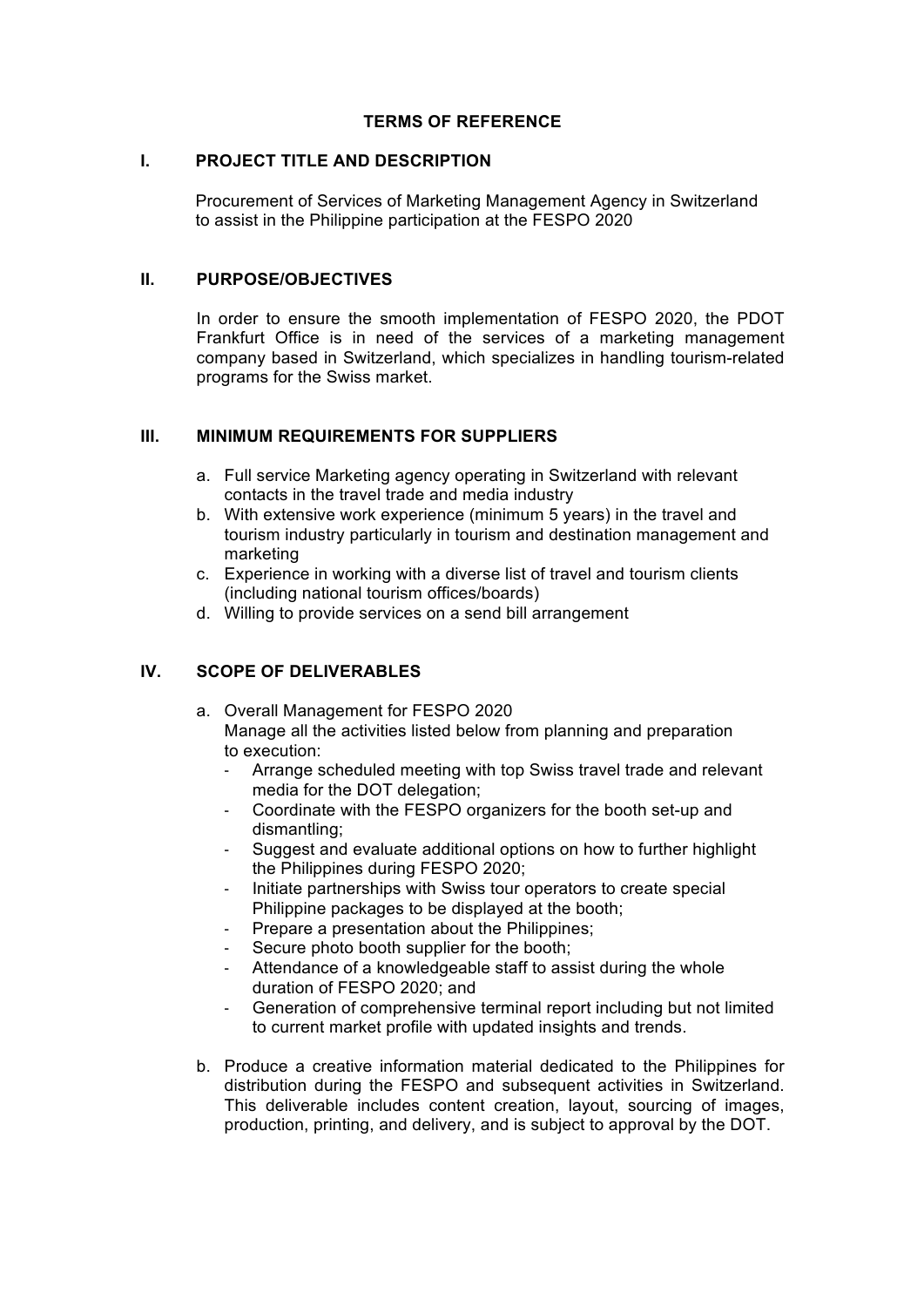# TERMS OF REFERENCE

## I. PROJECT TITLE AND DESCRIPTION

Procurement of Services of Marketing Management Agency in Switzerland to assist in the Philippine participation at the FESPO 2020

## II. PURPOSE/OBJECTIVES

In order to ensure the smooth implementation of FESPO 2020, the PDOT Frankfurt Office is in need of the services of a marketing management company based in Switzerland, which specializes in handling tourism-related programs for the Swiss market.

## III. MINIMUM REQUIREMENTS FOR SUPPLIERS

a. Full service Marketing agency operating in Switzerland with relevant contacts in the travel trade and media industry
b. With extensive work experience (minimum 5 years) in the travel and tourism industry particularly in tourism and destination management and marketing
c. Experience in working with a diverse list of travel and tourism clients (including national tourism offices/boards)
d. Willing to provide services on a send bill arrangement

## IV. SCOPE OF DELIVERABLES

a. Overall Management for FESPO 2020
   Manage all the activities listed below from planning and preparation to execution:
   - Arrange scheduled meeting with top Swiss travel trade and relevant media for the DOT delegation;
   - Coordinate with the FESPO organizers for the booth set-up and dismantling;
   - Suggest and evaluate additional options on how to further highlight the Philippines during FESPO 2020;
   - Initiate partnerships with Swiss tour operators to create special Philippine packages to be displayed at the booth;
   - Prepare a presentation about the Philippines;
   - Secure photo booth supplier for the booth;
   - Attendance of a knowledgeable staff to assist during the whole duration of FESPO 2020; and
   - Generation of comprehensive terminal report including but not limited to current market profile with updated insights and trends.

b. Produce a creative information material dedicated to the Philippines for distribution during the FESPO and subsequent activities in Switzerland. This deliverable includes content creation, layout, sourcing of images, production, printing, and delivery, and is subject to approval by the DOT.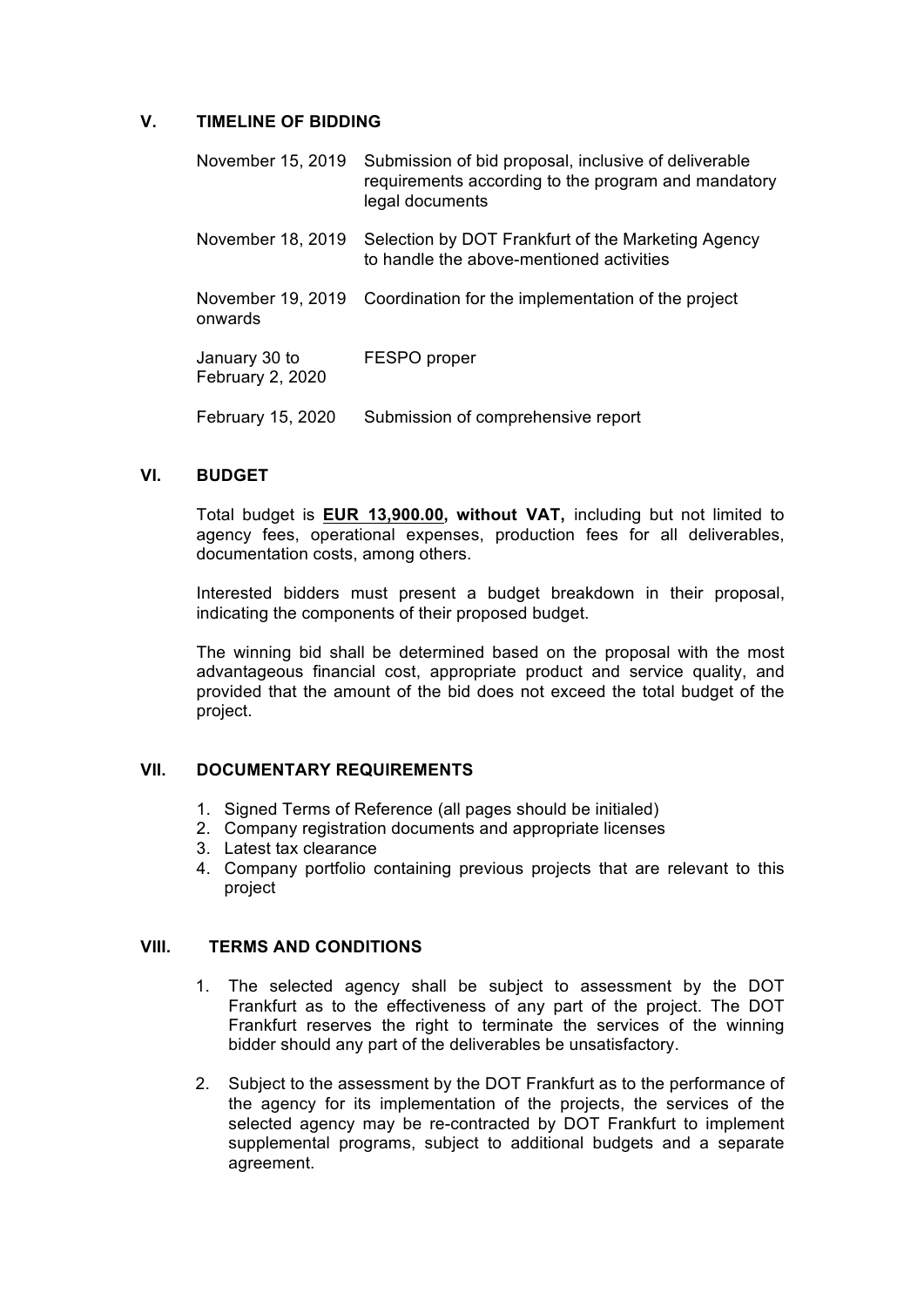## V. TIMELINE OF BIDDING

| | |
|---|---|
| November 15, 2019 | Submission of bid proposal, inclusive of deliverable requirements according to the program and mandatory legal documents |
| November 18, 2019 | Selection by DOT Frankfurt of the Marketing Agency to handle the above-mentioned activities |
| November 19, 2019 onwards | Coordination for the implementation of the project |
| January 30 to February 2, 2020 | FESPO proper |
| February 15, 2020 | Submission of comprehensive report |

## VI. BUDGET

Total budget is **EUR 13,900.00, without VAT,** including but not limited to agency fees, operational expenses, production fees for all deliverables, documentation costs, among others.

Interested bidders must present a budget breakdown in their proposal, indicating the components of their proposed budget.

The winning bid shall be determined based on the proposal with the most advantageous financial cost, appropriate product and service quality, and provided that the amount of the bid does not exceed the total budget of the project.

## VII. DOCUMENTARY REQUIREMENTS

1. Signed Terms of Reference (all pages should be initialed)
2. Company registration documents and appropriate licenses
3. Latest tax clearance
4. Company portfolio containing previous projects that are relevant to this project

## VIII. TERMS AND CONDITIONS

1. The selected agency shall be subject to assessment by the DOT Frankfurt as to the effectiveness of any part of the project. The DOT Frankfurt reserves the right to terminate the services of the winning bidder should any part of the deliverables be unsatisfactory.

2. Subject to the assessment by the DOT Frankfurt as to the performance of the agency for its implementation of the projects, the services of the selected agency may be re-contracted by DOT Frankfurt to implement supplemental programs, subject to additional budgets and a separate agreement.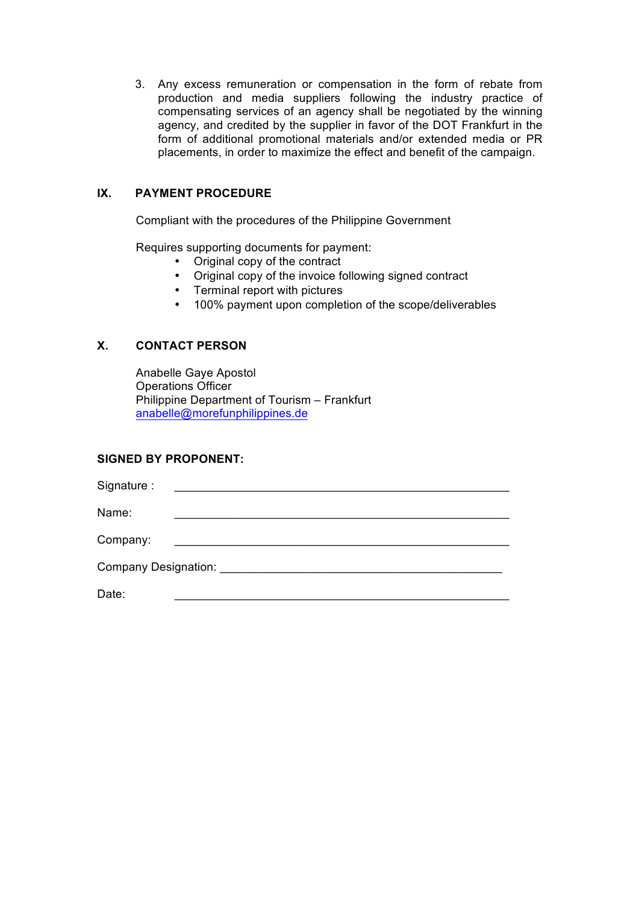3. Any excess remuneration or compensation in the form of rebate from production and media suppliers following the industry practice of compensating services of an agency shall be negotiated by the winning agency, and credited by the supplier in favor of the DOT Frankfurt in the form of additional promotional materials and/or extended media or PR placements, in order to maximize the effect and benefit of the campaign.

## IX. PAYMENT PROCEDURE

Compliant with the procedures of the Philippine Government

Requires supporting documents for payment:

- Original copy of the contract
- Original copy of the invoice following signed contract
- Terminal report with pictures
- 100% payment upon completion of the scope/deliverables

## X. CONTACT PERSON

Anabelle Gaye Apostol
Operations Officer
Philippine Department of Tourism – Frankfurt
anabelle@morefunphilippines.de

**SIGNED BY PROPONENT:**

Signature : ____________________________________________

Name: ____________________________________________

Company: ____________________________________________

Company Designation: ____________________________________

Date: ____________________________________________